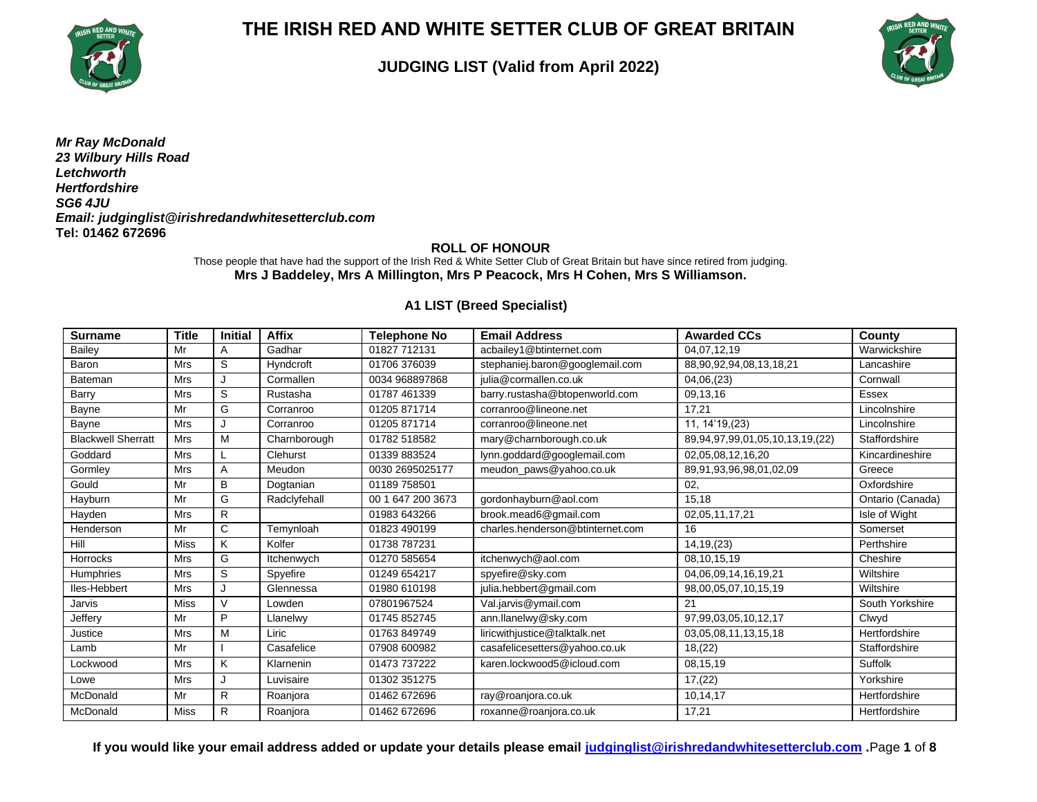# THE IRISH RED AND WHITE SETTER CLUB OF GREAT BRITAIN

## JUDGING LIST (Valid from April 2022)

***Mr Ray McDonald***
***23 Wilbury Hills Road***
***Letchworth***
***Hertfordshire***
***SG6 4JU***
***Email: judginglist@irishredandwhitesetterclub.com***
**Tel: 01462 672696**

### ROLL OF HONOUR

Those people that have had the support of the Irish Red & White Setter Club of Great Britain but have since retired from judging.
**Mrs J Baddeley, Mrs A Millington, Mrs P Peacock, Mrs H Cohen, Mrs S Williamson.**

### A1 LIST (Breed Specialist)

| Surname | Title | Initial | Affix | Telephone No | Email Address | Awarded CCs | County |
|---|---|---|---|---|---|---|---|
| Bailey | Mr | A | Gadhar | 01827 712131 | acbailey1@btinternet.com | 04,07,12,19 | Warwickshire |
| Baron | Mrs | S | Hyndcroft | 01706 376039 | stephaniej.baron@googlemail.com | 88,90,92,94,08,13,18,21 | Lancashire |
| Bateman | Mrs | J | Cormallen | 0034 968897868 | julia@cormallen.co.uk | 04,06,(23) | Cornwall |
| Barry | Mrs | S | Rustasha | 01787 461339 | barry.rustasha@btopenworld.com | 09,13,16 | Essex |
| Bayne | Mr | G | Corranroo | 01205 871714 | corranroo@lineone.net | 17,21 | Lincolnshire |
| Bayne | Mrs | J | Corranroo | 01205 871714 | corranroo@lineone.net | 11, 14'19,(23) | Lincolnshire |
| Blackwell Sherratt | Mrs | M | Charnborough | 01782 518582 | mary@charnborough.co.uk | 89,94,97,99,01,05,10,13,19,(22) | Staffordshire |
| Goddard | Mrs | L | Clehurst | 01339 883524 | lynn.goddard@googlemail.com | 02,05,08,12,16,20 | Kincardineshire |
| Gormley | Mrs | A | Meudon | 0030 2695025177 | meudon_paws@yahoo.co.uk | 89,91,93,96,98,01,02,09 | Greece |
| Gould | Mr | B | Dogtanian | 01189 758501 | | 02, | Oxfordshire |
| Hayburn | Mr | G | Radclyfehall | 00 1 647 200 3673 | gordonhayburn@aol.com | 15,18 | Ontario (Canada) |
| Hayden | Mrs | R | | 01983 643266 | brook.mead6@gmail.com | 02,05,11,17,21 | Isle of Wight |
| Henderson | Mr | C | Temynloah | 01823 490199 | charles.henderson@btinternet.com | 16 | Somerset |
| Hill | Miss | K | Kolfer | 01738 787231 | | 14,19,(23) | Perthshire |
| Horrocks | Mrs | G | Itchenwych | 01270 585654 | itchenwych@aol.com | 08,10,15,19 | Cheshire |
| Humphries | Mrs | S | Spyefire | 01249 654217 | spyefire@sky.com | 04,06,09,14,16,19,21 | Wiltshire |
| Iles-Hebbert | Mrs | J | Glennessa | 01980 610198 | julia.hebbert@gmail.com | 98,00,05,07,10,15,19 | Wiltshire |
| Jarvis | Miss | V | Lowden | 07801967524 | Val.jarvis@ymail.com | 21 | South Yorkshire |
| Jeffery | Mr | P | Llanelwy | 01745 852745 | ann.llanelwy@sky.com | 97,99,03,05,10,12,17 | Clwyd |
| Justice | Mrs | M | Liric | 01763 849749 | liricwithjustice@talktalk.net | 03,05,08,11,13,15,18 | Hertfordshire |
| Lamb | Mr | I | Casafelice | 07908 600982 | casafelicesetters@yahoo.co.uk | 18,(22) | Staffordshire |
| Lockwood | Mrs | K | Klarnenin | 01473 737222 | karen.lockwood5@icloud.com | 08,15,19 | Suffolk |
| Lowe | Mrs | J | Luvisaire | 01302 351275 | | 17,(22) | Yorkshire |
| McDonald | Mr | R | Roanjora | 01462 672696 | ray@roanjora.co.uk | 10,14,17 | Hertfordshire |
| McDonald | Miss | R | Roanjora | 01462 672696 | roxanne@roanjora.co.uk | 17,21 | Hertfordshire |

**If you would like your email address added or update your details please email judginglist@irishredandwhitesetterclub.com .**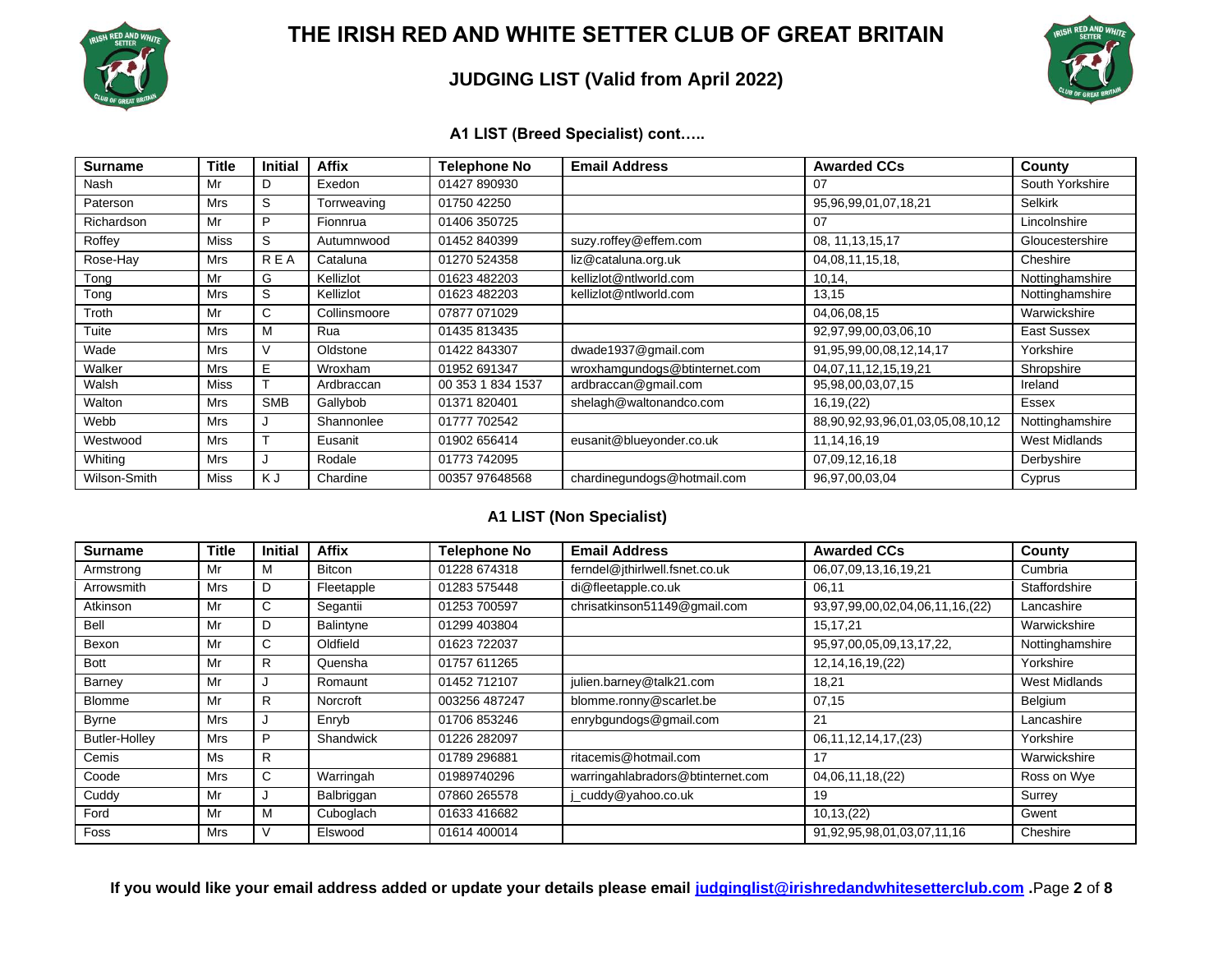# THE IRISH RED AND WHITE SETTER CLUB OF GREAT BRITAIN

## JUDGING LIST (Valid from April 2022)

### A1 LIST (Breed Specialist) cont…..

| Surname | Title | Initial | Affix | Telephone No | Email Address | Awarded CCs | County |
|---|---|---|---|---|---|---|---|
| Nash | Mr | D | Exedon | 01427 890930 | | 07 | South Yorkshire |
| Paterson | Mrs | S | Torrweaving | 01750 42250 | | 95,96,99,01,07,18,21 | Selkirk |
| Richardson | Mr | P | Fionnrua | 01406 350725 | | 07 | Lincolnshire |
| Roffey | Miss | S | Autumnwood | 01452 840399 | suzy.roffey@effem.com | 08, 11,13,15,17 | Gloucestershire |
| Rose-Hay | Mrs | R E A | Cataluna | 01270 524358 | liz@cataluna.org.uk | 04,08,11,15,18, | Cheshire |
| Tong | Mr | G | Kellizlot | 01623 482203 | kellizlot@ntlworld.com | 10,14, | Nottinghamshire |
| Tong | Mrs | S | Kellizlot | 01623 482203 | kellizlot@ntlworld.com | 13,15 | Nottinghamshire |
| Troth | Mr | C | Collinsmoore | 07877 071029 | | 04,06,08,15 | Warwickshire |
| Tuite | Mrs | M | Rua | 01435 813435 | | 92,97,99,00,03,06,10 | East Sussex |
| Wade | Mrs | V | Oldstone | 01422 843307 | dwade1937@gmail.com | 91,95,99,00,08,12,14,17 | Yorkshire |
| Walker | Mrs | E | Wroxham | 01952 691347 | wroxhamgundogs@btinternet.com | 04,07,11,12,15,19,21 | Shropshire |
| Walsh | Miss | T | Ardbraccan | 00 353 1 834 1537 | ardbraccan@gmail.com | 95,98,00,03,07,15 | Ireland |
| Walton | Mrs | SMB | Gallybob | 01371 820401 | shelagh@waltonandco.com | 16,19,(22) | Essex |
| Webb | Mrs | J | Shannonlee | 01777 702542 | | 88,90,92,93,96,01,03,05,08,10,12 | Nottinghamshire |
| Westwood | Mrs | T | Eusanit | 01902 656414 | eusanit@blueyonder.co.uk | 11,14,16,19 | West Midlands |
| Whiting | Mrs | J | Rodale | 01773 742095 | | 07,09,12,16,18 | Derbyshire |
| Wilson-Smith | Miss | K J | Chardine | 00357 97648568 | chardinegundogs@hotmail.com | 96,97,00,03,04 | Cyprus |

### A1 LIST (Non Specialist)

| Surname | Title | Initial | Affix | Telephone No | Email Address | Awarded CCs | County |
|---|---|---|---|---|---|---|---|
| Armstrong | Mr | M | Bitcon | 01228 674318 | ferndel@jthirlwell.fsnet.co.uk | 06,07,09,13,16,19,21 | Cumbria |
| Arrowsmith | Mrs | D | Fleetapple | 01283 575448 | di@fleetapple.co.uk | 06,11 | Staffordshire |
| Atkinson | Mr | C | Segantii | 01253 700597 | chrisatkinson51149@gmail.com | 93,97,99,00,02,04,06,11,16,(22) | Lancashire |
| Bell | Mr | D | Balintyne | 01299 403804 | | 15,17,21 | Warwickshire |
| Bexon | Mr | C | Oldfield | 01623 722037 | | 95,97,00,05,09,13,17,22, | Nottinghamshire |
| Bott | Mr | R | Quensha | 01757 611265 | | 12,14,16,19,(22) | Yorkshire |
| Barney | Mr | J | Romaunt | 01452 712107 | julien.barney@talk21.com | 18,21 | West Midlands |
| Blomme | Mr | R | Norcroft | 003256 487247 | blomme.ronny@scarlet.be | 07,15 | Belgium |
| Byrne | Mrs | J | Enryb | 01706 853246 | enrybgundogs@gmail.com | 21 | Lancashire |
| Butler-Holley | Mrs | P | Shandwick | 01226 282097 | | 06,11,12,14,17,(23) | Yorkshire |
| Cemis | Ms | R | | 01789 296881 | ritacemis@hotmail.com | 17 | Warwickshire |
| Coode | Mrs | C | Warringah | 01989740296 | warringahlabradors@btinternet.com | 04,06,11,18,(22) | Ross on Wye |
| Cuddy | Mr | J | Balbriggan | 07860 265578 | j_cuddy@yahoo.co.uk | 19 | Surrey |
| Ford | Mr | M | Cuboglach | 01633 416682 | | 10,13,(22) | Gwent |
| Foss | Mrs | V | Elswood | 01614 400014 | | 91,92,95,98,01,03,07,11,16 | Cheshire |

**If you would like your email address added or update your details please email [judginglist@irishredandwhitesetterclub.com](mailto:judginglist@irishredandwhitesetterclub.com) .**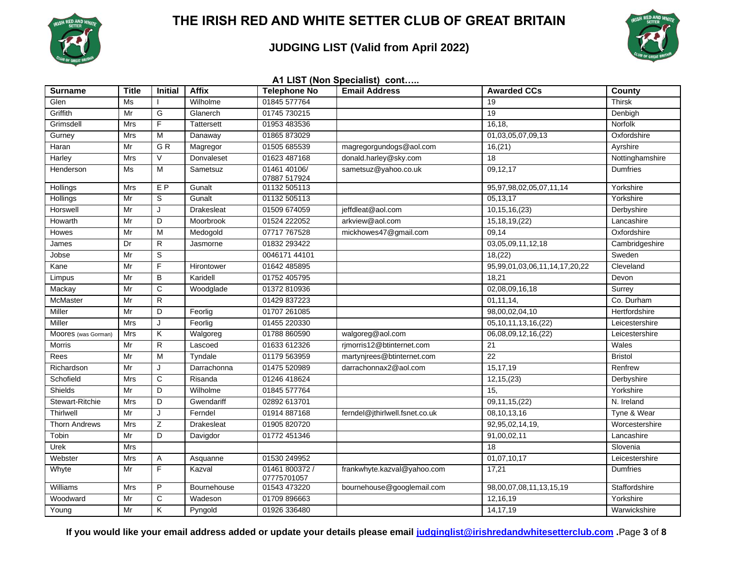# THE IRISH RED AND WHITE SETTER CLUB OF GREAT BRITAIN

## JUDGING LIST (Valid from April 2022)

### A1 LIST (Non Specialist) cont…..

| Surname | Title | Initial | Affix | Telephone No | Email Address | Awarded CCs | County |
|---|---|---|---|---|---|---|---|
| Glen | Ms | I | Wilholme | 01845 577764 | | 19 | Thirsk |
| Griffith | Mr | G | Glanerch | 01745 730215 | | 19 | Denbigh |
| Grimsdell | Mrs | F | Tattersett | 01953 483536 | | 16,18, | Norfolk |
| Gurney | Mrs | M | Danaway | 01865 873029 | | 01,03,05,07,09,13 | Oxfordshire |
| Haran | Mr | G R | Magregor | 01505 685539 | magregorgundogs@aol.com | 16,(21) | Ayrshire |
| Harley | Mrs | V | Donvaleset | 01623 487168 | donald.harley@sky.com | 18 | Nottinghamshire |
| Henderson | Ms | M | Sametsuz | 01461 40106/ 07887 517924 | sametsuz@yahoo.co.uk | 09,12,17 | Dumfries |
| Hollings | Mrs | E P | Gunalt | 01132 505113 | | 95,97,98,02,05,07,11,14 | Yorkshire |
| Hollings | Mr | S | Gunalt | 01132 505113 | | 05,13,17 | Yorkshire |
| Horswell | Mr | J | Drakesleat | 01509 674059 | jeffdleat@aol.com | 10,15,16,(23) | Derbyshire |
| Howarth | Mr | D | Moorbrook | 01524 222052 | arkview@aol.com | 15,18,19,(22) | Lancashire |
| Howes | Mr | M | Medogold | 07717 767528 | mickhowes47@gmail.com | 09,14 | Oxfordshire |
| James | Dr | R | Jasmorne | 01832 293422 | | 03,05,09,11,12,18 | Cambridgeshire |
| Jobse | Mr | S | | 0046171 44101 | | 18,(22) | Sweden |
| Kane | Mr | F | Hirontower | 01642 485895 | | 95,99,01,03,06,11,14,17,20,22 | Cleveland |
| Limpus | Mr | B | Karidell | 01752 405795 | | 18,21 | Devon |
| Mackay | Mr | C | Woodglade | 01372 810936 | | 02,08,09,16,18 | Surrey |
| McMaster | Mr | R | | 01429 837223 | | 01,11,14, | Co. Durham |
| Miller | Mr | D | Feorlig | 01707 261085 | | 98,00,02,04,10 | Hertfordshire |
| Miller | Mrs | J | Feorlig | 01455 220330 | | 05,10,11,13,16,(22) | Leicestershire |
| Moores (was Gorman) | Mrs | K | Walgoreg | 01788 860590 | walgoreg@aol.com | 06,08,09,12,16,(22) | Leicestershire |
| Morris | Mr | R | Lascoed | 01633 612326 | rjmorris12@btinternet.com | 21 | Wales |
| Rees | Mr | M | Tyndale | 01179 563959 | martynjrees@btinternet.com | 22 | Bristol |
| Richardson | Mr | J | Darrachonna | 01475 520989 | darrachonnax2@aol.com | 15,17,19 | Renfrew |
| Schofield | Mrs | C | Risanda | 01246 418624 | | 12,15,(23) | Derbyshire |
| Shields | Mr | D | Wilholme | 01845 577764 | | 15, | Yorkshire |
| Stewart-Ritchie | Mrs | D | Gwendariff | 02892 613701 | | 09,11,15,(22) | N. Ireland |
| Thirlwell | Mr | J | Ferndel | 01914 887168 | ferndel@jthirlwell.fsnet.co.uk | 08,10,13,16 | Tyne & Wear |
| Thorn Andrews | Mrs | Z | Drakesleat | 01905 820720 | | 92,95,02,14,19, | Worcestershire |
| Tobin | Mr | D | Davigdor | 01772 451346 | | 91,00,02,11 | Lancashire |
| Urek | Mrs | | | | | 18 | Slovenia |
| Webster | Mrs | A | Asquanne | 01530 249952 | | 01,07,10,17 | Leicestershire |
| Whyte | Mr | F | Kazval | 01461 800372 / 07775701057 | frankwhyte.kazval@yahoo.com | 17,21 | Dumfries |
| Williams | Mrs | P | Bournehouse | 01543 473220 | bournehouse@googlemail.com | 98,00,07,08,11,13,15,19 | Staffordshire |
| Woodward | Mr | C | Wadeson | 01709 896663 | | 12,16,19 | Yorkshire |
| Young | Mr | K | Pyngold | 01926 336480 | | 14,17,19 | Warwickshire |

**If you would like your email address added or update your details please email judginglist@irishredandwhitesetterclub.com .**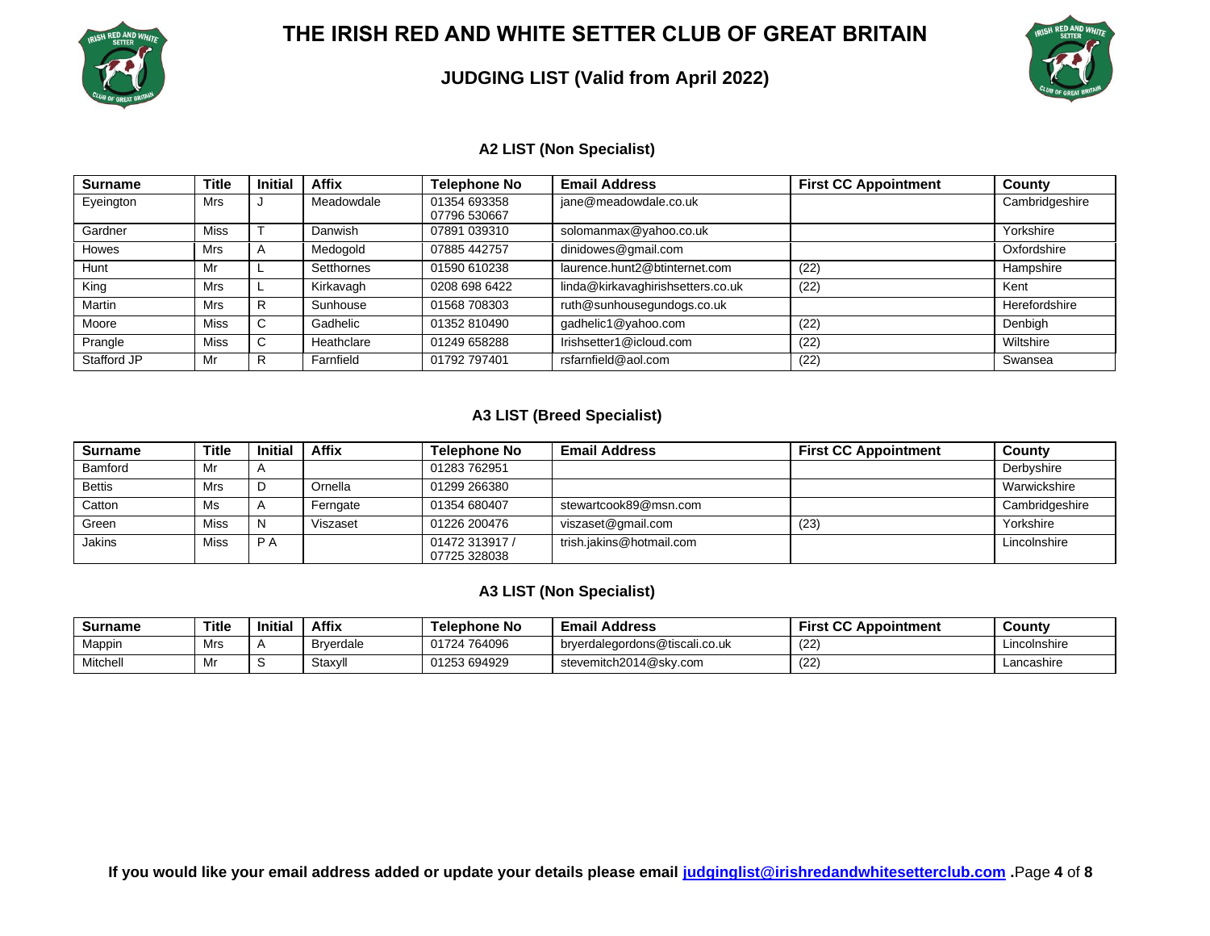# THE IRISH RED AND WHITE SETTER CLUB OF GREAT BRITAIN

## JUDGING LIST (Valid from April 2022)

### A2 LIST (Non Specialist)

| Surname | Title | Initial | Affix | Telephone No | Email Address | First CC Appointment | County |
|---|---|---|---|---|---|---|---|
| Eyeington | Mrs | J | Meadowdale | 01354 693358 07796 530667 | jane@meadowdale.co.uk | | Cambridgeshire |
| Gardner | Miss | T | Danwish | 07891 039310 | solomanmax@yahoo.co.uk | | Yorkshire |
| Howes | Mrs | A | Medogold | 07885 442757 | dinidowes@gmail.com | | Oxfordshire |
| Hunt | Mr | L | Setthornes | 01590 610238 | laurence.hunt2@btinternet.com | (22) | Hampshire |
| King | Mrs | L | Kirkavagh | 0208 698 6422 | linda@kirkavaghirishsetters.co.uk | (22) | Kent |
| Martin | Mrs | R | Sunhouse | 01568 708303 | ruth@sunhousegundogs.co.uk | | Herefordshire |
| Moore | Miss | C | Gadhelic | 01352 810490 | gadhelic1@yahoo.com | (22) | Denbigh |
| Prangle | Miss | C | Heathclare | 01249 658288 | Irishsetter1@icloud.com | (22) | Wiltshire |
| Stafford JP | Mr | R | Farnfield | 01792 797401 | rsfarnfield@aol.com | (22) | Swansea |

### A3 LIST (Breed Specialist)

| Surname | Title | Initial | Affix | Telephone No | Email Address | First CC Appointment | County |
|---|---|---|---|---|---|---|---|
| Bamford | Mr | A | | 01283 762951 | | | Derbyshire |
| Bettis | Mrs | D | Ornella | 01299 266380 | | | Warwickshire |
| Catton | Ms | A | Ferngate | 01354 680407 | stewartcook89@msn.com | | Cambridgeshire |
| Green | Miss | N | Viszaset | 01226 200476 | viszaset@gmail.com | (23) | Yorkshire |
| Jakins | Miss | P A | | 01472 313917 / 07725 328038 | trish.jakins@hotmail.com | | Lincolnshire |

### A3 LIST (Non Specialist)

| Surname | Title | Initial | Affix | Telephone No | Email Address | First CC Appointment | County |
|---|---|---|---|---|---|---|---|
| Mappin | Mrs | A | Bryerdale | 01724 764096 | bryerdalegordons@tiscali.co.uk | (22) | Lincolnshire |
| Mitchell | Mr | S | Staxyll | 01253 694929 | stevemitch2014@sky.com | (22) | Lancashire |

**If you would like your email address added or update your details please email [judginglist@irishredandwhitesetterclub.com](mailto:judginglist@irishredandwhitesetterclub.com) .**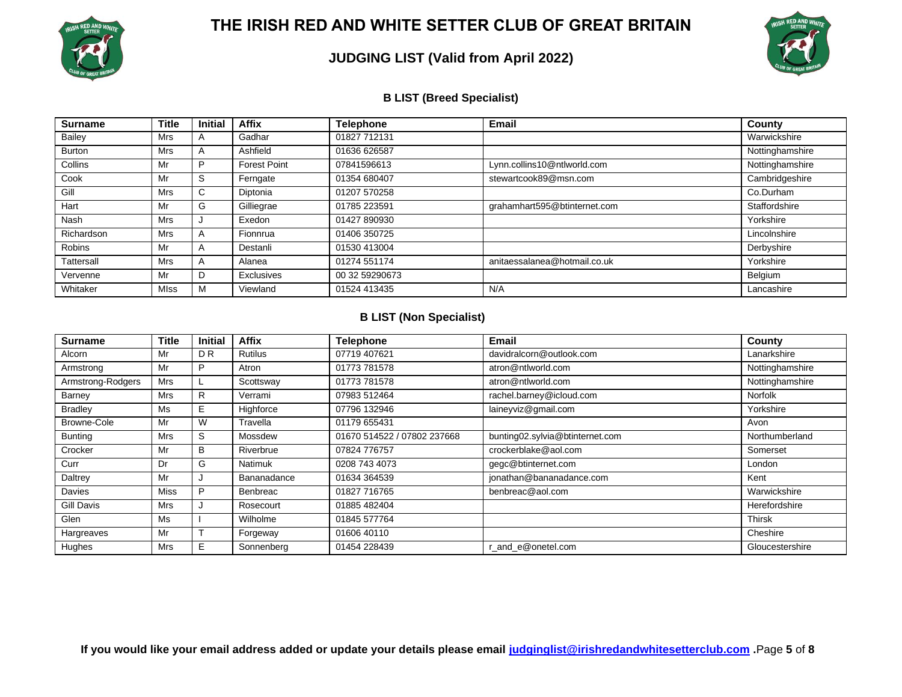# THE IRISH RED AND WHITE SETTER CLUB OF GREAT BRITAIN

## JUDGING LIST (Valid from April 2022)

### B LIST (Breed Specialist)

| Surname | Title | Initial | Affix | Telephone | Email | County |
|---|---|---|---|---|---|---|
| Bailey | Mrs | A | Gadhar | 01827 712131 | | Warwickshire |
| Burton | Mrs | A | Ashfield | 01636 626587 | | Nottinghamshire |
| Collins | Mr | P | Forest Point | 07841596613 | Lynn.collins10@ntlworld.com | Nottinghamshire |
| Cook | Mr | S | Ferngate | 01354 680407 | stewartcook89@msn.com | Cambridgeshire |
| Gill | Mrs | C | Diptonia | 01207 570258 | | Co.Durham |
| Hart | Mr | G | Gilliegrae | 01785 223591 | grahamhart595@btinternet.com | Staffordshire |
| Nash | Mrs | J | Exedon | 01427 890930 | | Yorkshire |
| Richardson | Mrs | A | Fionnrua | 01406 350725 | | Lincolnshire |
| Robins | Mr | A | Destanli | 01530 413004 | | Derbyshire |
| Tattersall | Mrs | A | Alanea | 01274 551174 | anitaessalanea@hotmail.co.uk | Yorkshire |
| Vervenne | Mr | D | Exclusives | 00 32 59290673 | | Belgium |
| Whitaker | MIss | M | Viewland | 01524 413435 | N/A | Lancashire |

### B LIST (Non Specialist)

| Surname | Title | Initial | Affix | Telephone | Email | County |
|---|---|---|---|---|---|---|
| Alcorn | Mr | D R | Rutilus | 07719 407621 | davidralcorn@outlook.com | Lanarkshire |
| Armstrong | Mr | P | Atron | 01773 781578 | atron@ntlworld.com | Nottinghamshire |
| Armstrong-Rodgers | Mrs | L | Scottsway | 01773 781578 | atron@ntlworld.com | Nottinghamshire |
| Barney | Mrs | R | Verrami | 07983 512464 | rachel.barney@icloud.com | Norfolk |
| Bradley | Ms | E | Highforce | 07796 132946 | laineyviz@gmail.com | Yorkshire |
| Browne-Cole | Mr | W | Travella | 01179 655431 | | Avon |
| Bunting | Mrs | S | Mossdew | 01670 514522 / 07802 237668 | bunting02.sylvia@btinternet.com | Northumberland |
| Crocker | Mr | B | Riverbrue | 07824 776757 | crockerblake@aol.com | Somerset |
| Curr | Dr | G | Natimuk | 0208 743 4073 | gegc@btinternet.com | London |
| Daltrey | Mr | J | Bananadance | 01634 364539 | jonathan@bananadance.com | Kent |
| Davies | Miss | P | Benbreac | 01827 716765 | benbreac@aol.com | Warwickshire |
| Gill Davis | Mrs | J | Rosecourt | 01885 482404 | | Herefordshire |
| Glen | Ms | I | Wilholme | 01845 577764 | | Thirsk |
| Hargreaves | Mr | T | Forgeway | 01606 40110 | | Cheshire |
| Hughes | Mrs | E | Sonnenberg | 01454 228439 | r_and_e@onetel.com | Gloucestershire |

**If you would like your email address added or update your details please email judginglist@irishredandwhitesetterclub.com .**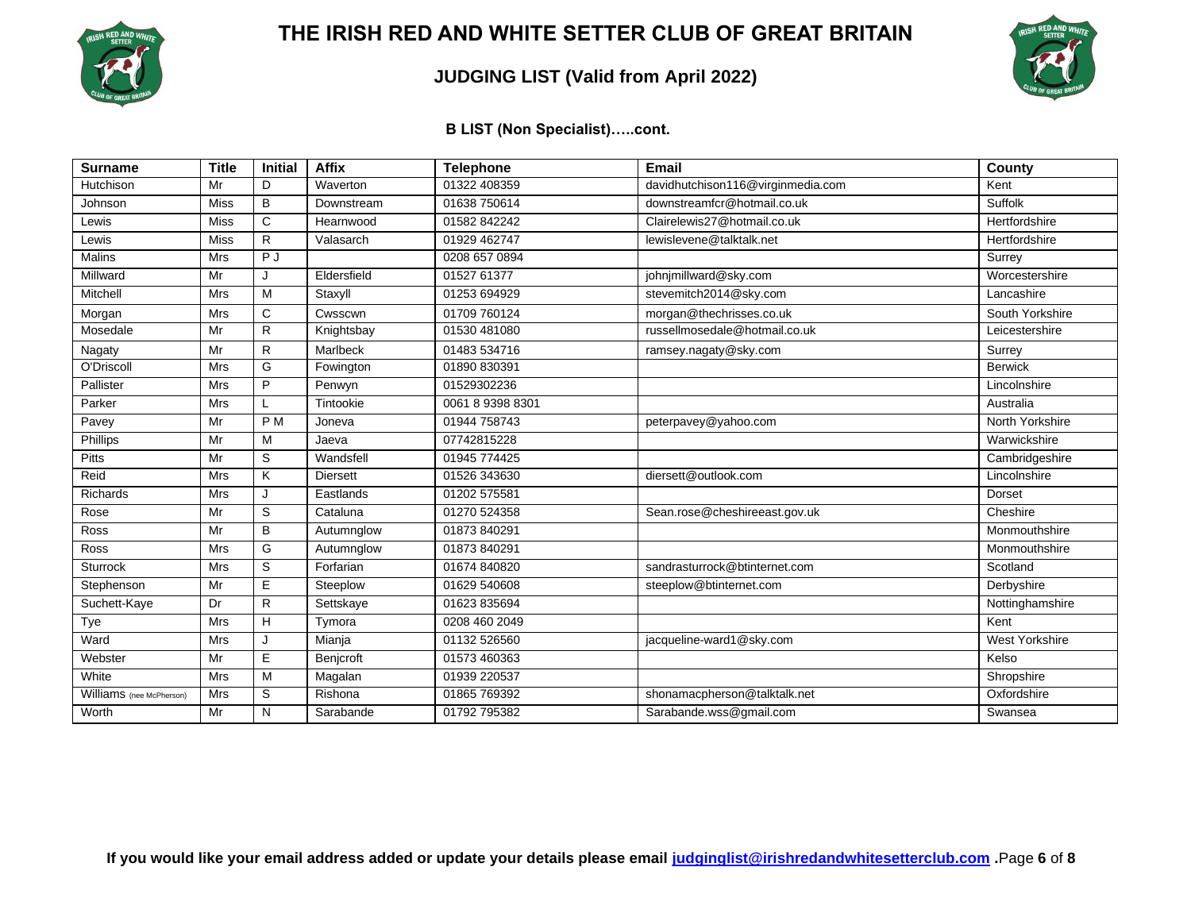# THE IRISH RED AND WHITE SETTER CLUB OF GREAT BRITAIN

## JUDGING LIST (Valid from April 2022)

### B LIST (Non Specialist)…..cont.

| Surname | Title | Initial | Affix | Telephone | Email | County |
|---|---|---|---|---|---|---|
| Hutchison | Mr | D | Waverton | 01322 408359 | davidhutchison116@virginmedia.com | Kent |
| Johnson | Miss | B | Downstream | 01638 750614 | downstreamfcr@hotmail.co.uk | Suffolk |
| Lewis | Miss | C | Hearnwood | 01582 842242 | Clairelewis27@hotmail.co.uk | Hertfordshire |
| Lewis | Miss | R | Valasarch | 01929 462747 | lewislevene@talktalk.net | Hertfordshire |
| Malins | Mrs | P J | | 0208 657 0894 | | Surrey |
| Millward | Mr | J | Eldersfield | 01527 61377 | johnjmillward@sky.com | Worcestershire |
| Mitchell | Mrs | M | Staxyll | 01253 694929 | stevemitch2014@sky.com | Lancashire |
| Morgan | Mrs | C | Cwsscwn | 01709 760124 | morgan@thechrisses.co.uk | South Yorkshire |
| Mosedale | Mr | R | Knightsbay | 01530 481080 | russellmosedale@hotmail.co.uk | Leicestershire |
| Nagaty | Mr | R | Marlbeck | 01483 534716 | ramsey.nagaty@sky.com | Surrey |
| O'Driscoll | Mrs | G | Fowington | 01890 830391 | | Berwick |
| Pallister | Mrs | P | Penwyn | 01529302236 | | Lincolnshire |
| Parker | Mrs | L | Tintookie | 0061 8 9398 8301 | | Australia |
| Pavey | Mr | P M | Joneva | 01944 758743 | peterpavey@yahoo.com | North Yorkshire |
| Phillips | Mr | M | Jaeva | 07742815228 | | Warwickshire |
| Pitts | Mr | S | Wandsfell | 01945 774425 | | Cambridgeshire |
| Reid | Mrs | K | Diersett | 01526 343630 | diersett@outlook.com | Lincolnshire |
| Richards | Mrs | J | Eastlands | 01202 575581 | | Dorset |
| Rose | Mr | S | Cataluna | 01270 524358 | Sean.rose@cheshireeast.gov.uk | Cheshire |
| Ross | Mr | B | Autumnglow | 01873 840291 | | Monmouthshire |
| Ross | Mrs | G | Autumnglow | 01873 840291 | | Monmouthshire |
| Sturrock | Mrs | S | Forfarian | 01674 840820 | sandrasturrock@btinternet.com | Scotland |
| Stephenson | Mr | E | Steeplow | 01629 540608 | steeplow@btinternet.com | Derbyshire |
| Suchett-Kaye | Dr | R | Settskaye | 01623 835694 | | Nottinghamshire |
| Tye | Mrs | H | Tymora | 0208 460 2049 | | Kent |
| Ward | Mrs | J | Mianja | 01132 526560 | jacqueline-ward1@sky.com | West Yorkshire |
| Webster | Mr | E | Benjcroft | 01573 460363 | | Kelso |
| White | Mrs | M | Magalan | 01939 220537 | | Shropshire |
| Williams (nee McPherson) | Mrs | S | Rishona | 01865 769392 | shonamacpherson@talktalk.net | Oxfordshire |
| Worth | Mr | N | Sarabande | 01792 795382 | Sarabande.wss@gmail.com | Swansea |

**If you would like your email address added or update your details please email judginglist@irishredandwhitesetterclub.com .**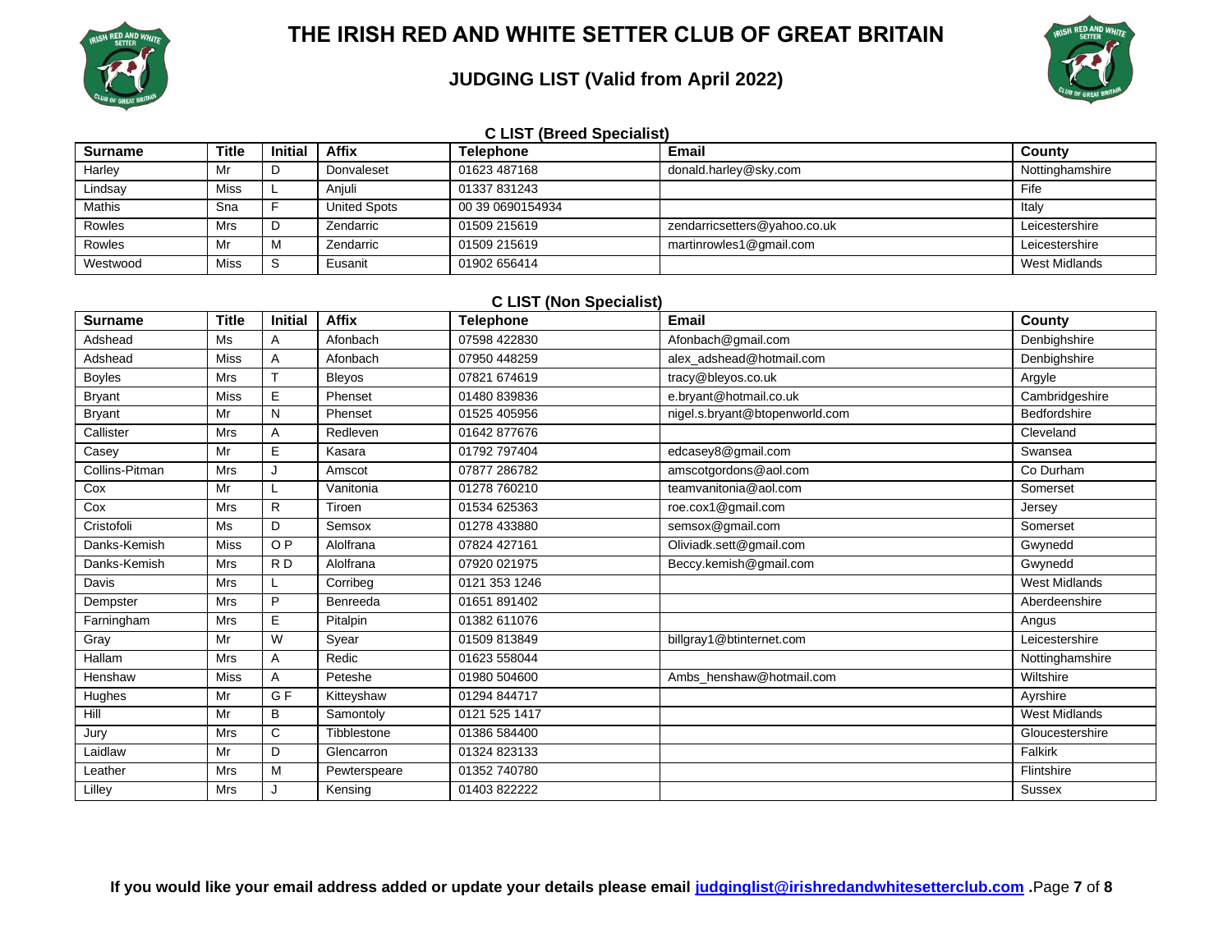# THE IRISH RED AND WHITE SETTER CLUB OF GREAT BRITAIN

## JUDGING LIST (Valid from April 2022)

### C LIST (Breed Specialist)

| Surname | Title | Initial | Affix | Telephone | Email | County |
|---|---|---|---|---|---|---|
| Harley | Mr | D | Donvaleset | 01623 487168 | donald.harley@sky.com | Nottinghamshire |
| Lindsay | Miss | L | Anjuli | 01337 831243 | | Fife |
| Mathis | Sna | F | United Spots | 00 39 0690154934 | | Italy |
| Rowles | Mrs | D | Zendarric | 01509 215619 | zendarricsetters@yahoo.co.uk | Leicestershire |
| Rowles | Mr | M | Zendarric | 01509 215619 | martinrowles1@gmail.com | Leicestershire |
| Westwood | Miss | S | Eusanit | 01902 656414 | | West Midlands |

### C LIST (Non Specialist)

| Surname | Title | Initial | Affix | Telephone | Email | County |
|---|---|---|---|---|---|---|
| Adshead | Ms | A | Afonbach | 07598 422830 | Afonbach@gmail.com | Denbighshire |
| Adshead | Miss | A | Afonbach | 07950 448259 | alex_adshead@hotmail.com | Denbighshire |
| Boyles | Mrs | T | Bleyos | 07821 674619 | tracy@bleyos.co.uk | Argyle |
| Bryant | Miss | E | Phenset | 01480 839836 | e.bryant@hotmail.co.uk | Cambridgeshire |
| Bryant | Mr | N | Phenset | 01525 405956 | nigel.s.bryant@btopenworld.com | Bedfordshire |
| Callister | Mrs | A | Redleven | 01642 877676 | | Cleveland |
| Casey | Mr | E | Kasara | 01792 797404 | edcasey8@gmail.com | Swansea |
| Collins-Pitman | Mrs | J | Amscot | 07877 286782 | amscotgordons@aol.com | Co Durham |
| Cox | Mr | L | Vanitonia | 01278 760210 | teamvanitonia@aol.com | Somerset |
| Cox | Mrs | R | Tiroen | 01534 625363 | roe.cox1@gmail.com | Jersey |
| Cristofoli | Ms | D | Semsox | 01278 433880 | semsox@gmail.com | Somerset |
| Danks-Kemish | Miss | O P | Alolfrana | 07824 427161 | Oliviadk.sett@gmail.com | Gwynedd |
| Danks-Kemish | Mrs | R D | Alolfrana | 07920 021975 | Beccy.kemish@gmail.com | Gwynedd |
| Davis | Mrs | L | Corribeg | 0121 353 1246 | | West Midlands |
| Dempster | Mrs | P | Benreeda | 01651 891402 | | Aberdeenshire |
| Farningham | Mrs | E | Pitalpin | 01382 611076 | | Angus |
| Gray | Mr | W | Syear | 01509 813849 | billgray1@btinternet.com | Leicestershire |
| Hallam | Mrs | A | Redic | 01623 558044 | | Nottinghamshire |
| Henshaw | Miss | A | Peteshe | 01980 504600 | Ambs_henshaw@hotmail.com | Wiltshire |
| Hughes | Mr | G F | Kitteyshaw | 01294 844717 | | Ayrshire |
| Hill | Mr | B | Samontoly | 0121 525 1417 | | West Midlands |
| Jury | Mrs | C | Tibblestone | 01386 584400 | | Gloucestershire |
| Laidlaw | Mr | D | Glencarron | 01324 823133 | | Falkirk |
| Leather | Mrs | M | Pewterspeare | 01352 740780 | | Flintshire |
| Lilley | Mrs | J | Kensing | 01403 822222 | | Sussex |

**If you would like your email address added or update your details please email judginglist@irishredandwhitesetterclub.com .**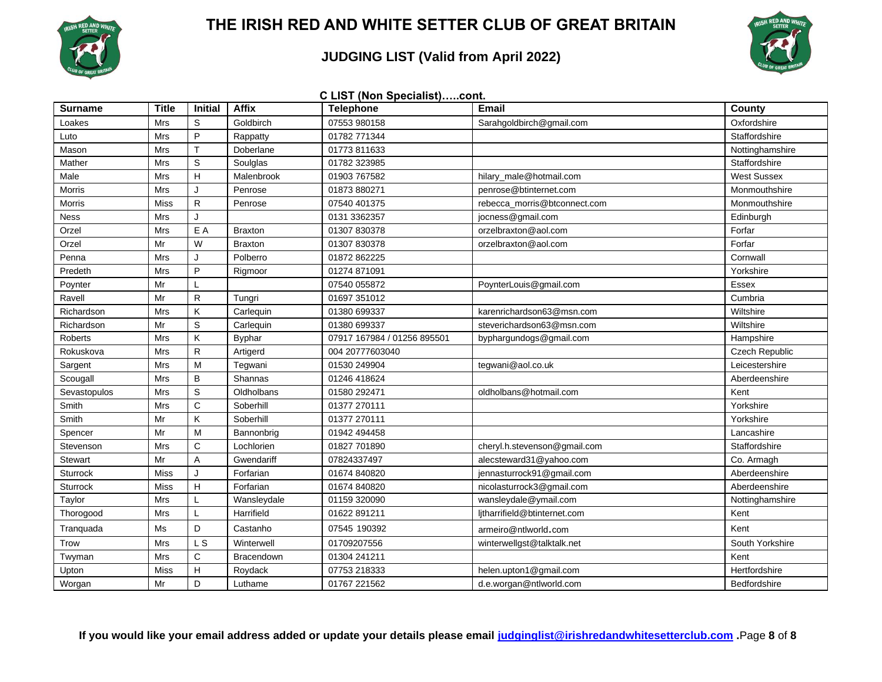# THE IRISH RED AND WHITE SETTER CLUB OF GREAT BRITAIN

## JUDGING LIST (Valid from April 2022)

### C LIST (Non Specialist)…..cont.

| Surname | Title | Initial | Affix | Telephone | Email | County |
|---|---|---|---|---|---|---|
| Loakes | Mrs | S | Goldbirch | 07553 980158 | Sarahgoldbirch@gmail.com | Oxfordshire |
| Luto | Mrs | P | Rappatty | 01782 771344 | | Staffordshire |
| Mason | Mrs | T | Doberlane | 01773 811633 | | Nottinghamshire |
| Mather | Mrs | S | Soulglas | 01782 323985 | | Staffordshire |
| Male | Mrs | H | Malenbrook | 01903 767582 | hilary_male@hotmail.com | West Sussex |
| Morris | Mrs | J | Penrose | 01873 880271 | penrose@btinternet.com | Monmouthshire |
| Morris | Miss | R | Penrose | 07540 401375 | rebecca_morris@btconnect.com | Monmouthshire |
| Ness | Mrs | J | | 0131 3362357 | jocness@gmail.com | Edinburgh |
| Orzel | Mrs | E A | Braxton | 01307 830378 | orzelbraxton@aol.com | Forfar |
| Orzel | Mr | W | Braxton | 01307 830378 | orzelbraxton@aol.com | Forfar |
| Penna | Mrs | J | Polberro | 01872 862225 | | Cornwall |
| Predeth | Mrs | P | Rigmoor | 01274 871091 | | Yorkshire |
| Poynter | Mr | L | | 07540 055872 | PoynterLouis@gmail.com | Essex |
| Ravell | Mr | R | Tungri | 01697 351012 | | Cumbria |
| Richardson | Mrs | K | Carlequin | 01380 699337 | karenrichardson63@msn.com | Wiltshire |
| Richardson | Mr | S | Carlequin | 01380 699337 | steverichardson63@msn.com | Wiltshire |
| Roberts | Mrs | K | Byphar | 07917 167984 / 01256 895501 | byphargundogs@gmail.com | Hampshire |
| Rokuskova | Mrs | R | Artigerd | 004 20777603040 | | Czech Republic |
| Sargent | Mrs | M | Tegwani | 01530 249904 | tegwani@aol.co.uk | Leicestershire |
| Scougall | Mrs | B | Shannas | 01246 418624 | | Aberdeenshire |
| Sevastopulos | Mrs | S | Oldholbans | 01580 292471 | oldholbans@hotmail.com | Kent |
| Smith | Mrs | C | Soberhill | 01377 270111 | | Yorkshire |
| Smith | Mr | K | Soberhill | 01377 270111 | | Yorkshire |
| Spencer | Mr | M | Bannonbrig | 01942 494458 | | Lancashire |
| Stevenson | Mrs | C | Lochlorien | 01827 701890 | cheryl.h.stevenson@gmail.com | Staffordshire |
| Stewart | Mr | A | Gwendariff | 07824337497 | alecsteward31@yahoo.com | Co. Armagh |
| Sturrock | Miss | J | Forfarian | 01674 840820 | jennasturrock91@gmail.com | Aberdeenshire |
| Sturrock | Miss | H | Forfarian | 01674 840820 | nicolasturrock3@gmail.com | Aberdeenshire |
| Taylor | Mrs | L | Wansleydale | 01159 320090 | wansleydale@ymail.com | Nottinghamshire |
| Thorogood | Mrs | L | Harrifield | 01622 891211 | ljtharrifield@btinternet.com | Kent |
| Tranquada | Ms | D | Castanho | 07545 190392 | armeiro@ntlworld.com | Kent |
| Trow | Mrs | L S | Winterwell | 01709207556 | winterwellgst@talktalk.net | South Yorkshire |
| Twyman | Mrs | C | Bracendown | 01304 241211 | | Kent |
| Upton | Miss | H | Roydack | 07753 218333 | helen.upton1@gmail.com | Hertfordshire |
| Worgan | Mr | D | Luthame | 01767 221562 | d.e.worgan@ntlworld.com | Bedfordshire |

**If you would like your email address added or update your details please email judginglist@irishredandwhitesetterclub.com .**